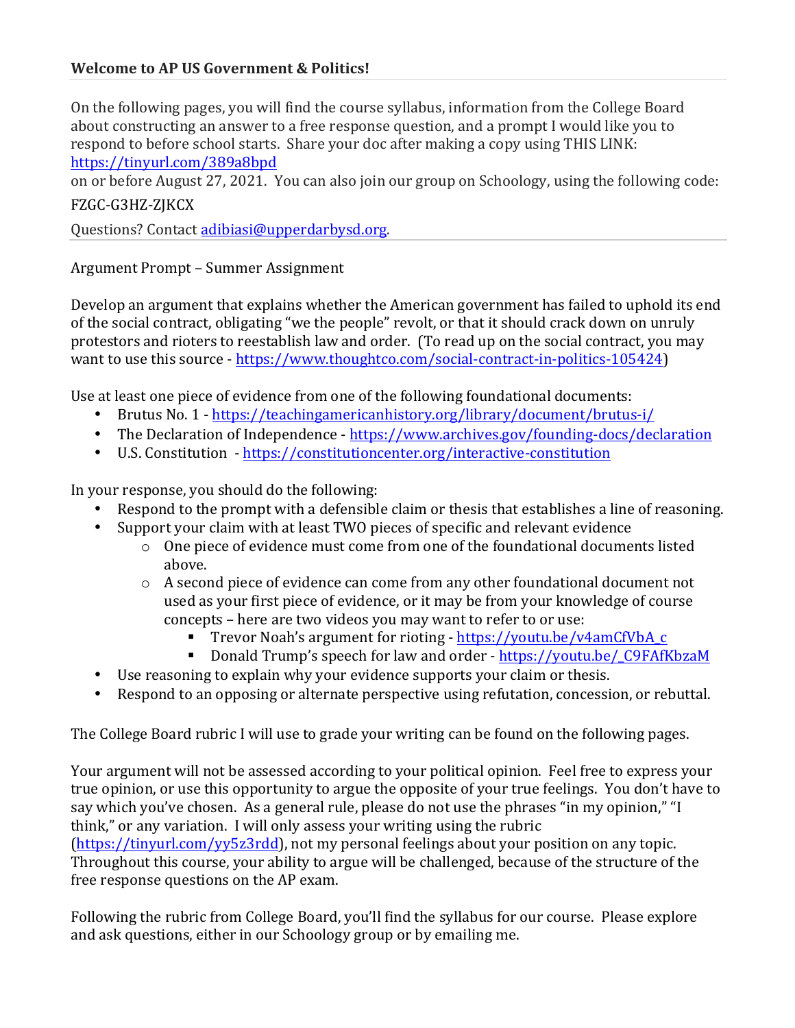**Welcome to AP US Government & Politics!**

---

On the following pages, you will find the course syllabus, information from the College Board about constructing an answer to a free response question, and a prompt I would like you to respond to before school starts. Share your doc after making a copy using THIS LINK: https://tinyurl.com/389a8bpd on or before August 27, 2021. You can also join our group on Schoology, using the following code:

FZGC-G3HZ-ZJKCX

Questions? Contact adibiasi@upperdarbysd.org.

---

Argument Prompt – Summer Assignment

Develop an argument that explains whether the American government has failed to uphold its end of the social contract, obligating "we the people" revolt, or that it should crack down on unruly protestors and rioters to reestablish law and order. (To read up on the social contract, you may want to use this source - https://www.thoughtco.com/social-contract-in-politics-105424)

Use at least one piece of evidence from one of the following foundational documents:

- Brutus No. 1 - https://teachingamericanhistory.org/library/document/brutus-i/
- The Declaration of Independence - https://www.archives.gov/founding-docs/declaration
- U.S. Constitution - https://constitutioncenter.org/interactive-constitution

In your response, you should do the following:

- Respond to the prompt with a defensible claim or thesis that establishes a line of reasoning.
- Support your claim with at least TWO pieces of specific and relevant evidence
  - One piece of evidence must come from one of the foundational documents listed above.
  - A second piece of evidence can come from any other foundational document not used as your first piece of evidence, or it may be from your knowledge of course concepts – here are two videos you may want to refer to or use:
    - Trevor Noah's argument for rioting - https://youtu.be/v4amCfVbA_c
    - Donald Trump's speech for law and order - https://youtu.be/_C9FAfKbzaM
- Use reasoning to explain why your evidence supports your claim or thesis.
- Respond to an opposing or alternate perspective using refutation, concession, or rebuttal.

The College Board rubric I will use to grade your writing can be found on the following pages.

Your argument will not be assessed according to your political opinion. Feel free to express your true opinion, or use this opportunity to argue the opposite of your true feelings. You don't have to say which you've chosen. As a general rule, please do not use the phrases "in my opinion," "I think," or any variation. I will only assess your writing using the rubric (https://tinyurl.com/yy5z3rdd), not my personal feelings about your position on any topic. Throughout this course, your ability to argue will be challenged, because of the structure of the free response questions on the AP exam.

Following the rubric from College Board, you'll find the syllabus for our course. Please explore and ask questions, either in our Schoology group or by emailing me.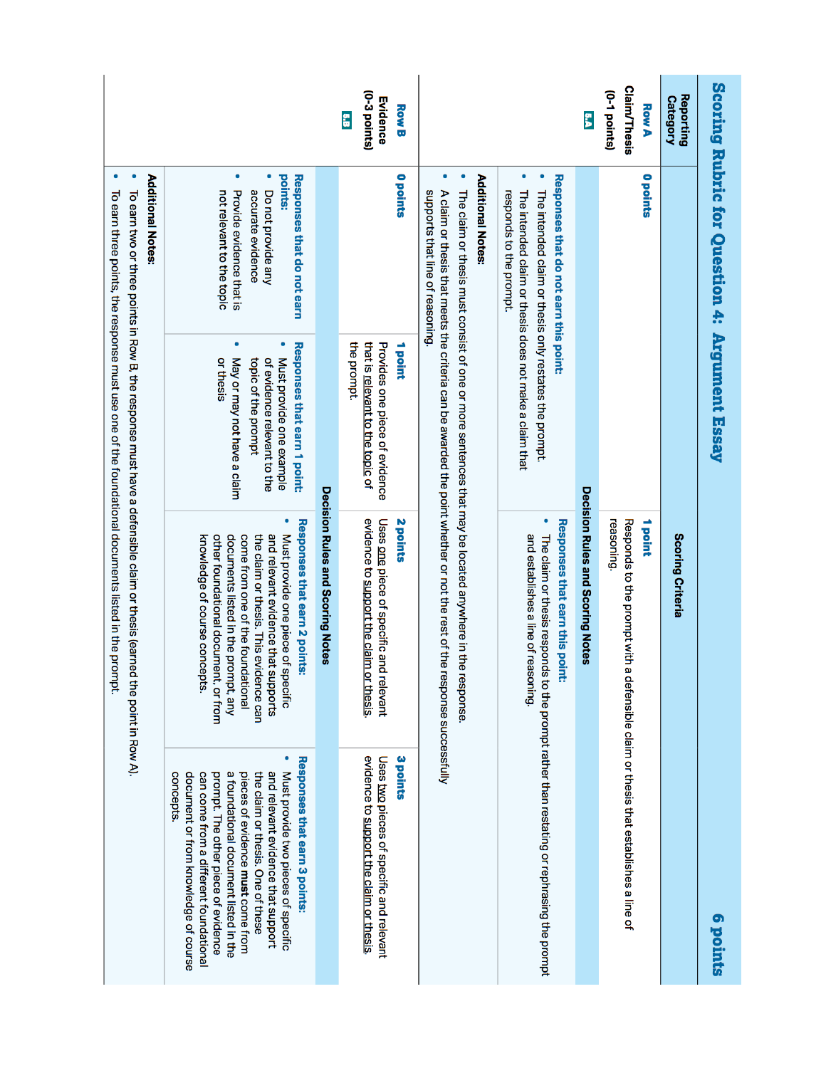# Scoring Rubric for Question 4: Argument Essay — 6 points

| Reporting Category | Scoring Criteria | | | |
|---|---|---|---|---|
| **Row A** Claim/Thesis (0-1 points) 1.A | **0 points** | | **1 point** Responds to the prompt with a defensible claim or thesis that establishes a line of reasoning. | |
| | **Decision Rules and Scoring Notes** | | | |
| | **Responses that do not earn this point:** <br> • The intended claim or thesis only restates the prompt. <br> • The intended claim or thesis does not make a claim that responds to the prompt. | | **Responses that earn this point:** <br> • The claim or thesis responds to the prompt rather than restating or rephrasing the prompt and establishes a line of reasoning. | |
| | **Additional Notes:** <br> • The claim or thesis must consist of one or more sentences that may be located anywhere in the response. <br> • A claim or thesis that meets the criteria can be awarded the point whether or not the rest of the response successfully supports that line of reasoning. | | | |
| **Row B** Evidence (0-3 points) 3.B | **0 points** | **1 point** Provides one piece of evidence that is relevant to the topic of the prompt. | **2 points** Uses one piece of specific and relevant evidence to support the claim or thesis. | **3 points** Uses two pieces of specific and relevant evidence to support the claim or thesis. |
| | **Decision Rules and Scoring Notes** | | | |
| | **Responses that do not earn points:** <br> • Do not provide any accurate evidence <br> • Provide evidence that is not relevant to the topic | **Responses that earn 1 point:** <br> • Must provide one example of evidence relevant to the topic of the prompt <br> • May or may not have a claim or thesis | **Responses that earn 2 points:** <br> • Must provide one piece of specific and relevant evidence that supports the claim or thesis. This evidence can come from one of the foundational documents listed in the prompt, any other foundational document, or from knowledge of course concepts. | **Responses that earn 3 points:** <br> • Must provide two pieces of specific and relevant evidence that support the claim or thesis. One of these pieces of evidence **must** come from a foundational document listed in the prompt. The other piece of evidence can come from a different foundational document or from knowledge of course concepts. |
| | **Additional Notes:** <br> • To earn two or three points in Row B, the response must have a defensible claim or thesis (earned the point in Row A). <br> • To earn three points, the response must use one of the foundational documents listed in the prompt. | | | |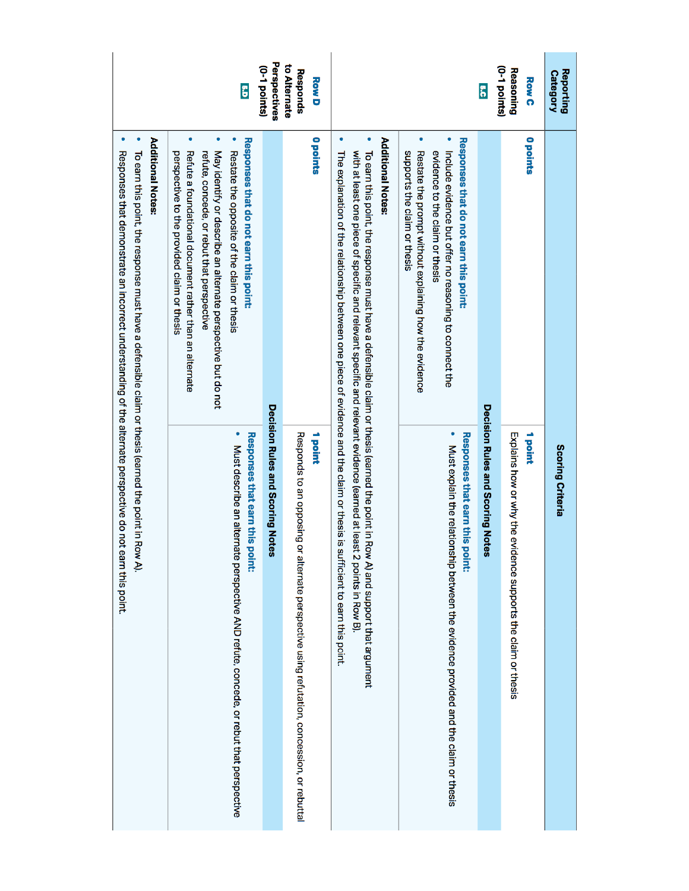| Reporting Category | Scoring Criteria | |
|---|---|---|
| **Row C** **Reasoning (0-1 points)** 6.C | **0 points** | **1 point** Explains how or why the evidence supports the claim or thesis |
| | **Decision Rules and Scoring Notes** | |
| | **Responses that do not earn this point:** • Include evidence but offer no reasoning to connect the evidence to the claim or thesis • Restate the prompt without explaining how the evidence supports the claim or thesis | **Responses that earn this point:** • Must explain the relationship between the evidence provided and the claim or thesis |
| | **Additional Notes:** • To earn this point, the response must have a defensible claim or thesis (earned the point in Row A) and support that argument with at least one piece of specific and relevant specific and relevant evidence (earned at least 2 points in Row B). • The explanation of the relationship between one piece of evidence and the claim or thesis is sufficient to earn this point. | |
| **Row D** **Responds to Alternate Perspectives (0-1 points)** 6.D | **0 points** | **1 point** Responds to an opposing or alternate perspective using refutation, concession, or rebuttal |
| | **Decision Rules and Scoring Notes** | |
| | **Responses that do not earn this point:** • Restate the opposite of the claim or thesis • May identify or describe an alternate perspective but do not refute, concede, or rebut that perspective • Refute a foundational document rather than an alternate perspective to the provided claim or thesis | **Responses that earn this point:** • Must describe an alternate perspective AND refute, concede, or rebut that perspective |
| | **Additional Notes:** • To earn this point, the response must have a defensible claim or thesis (earned the point in Row A). • Responses that demonstrate an incorrect understanding of the alternate perspective do not earn this point. | |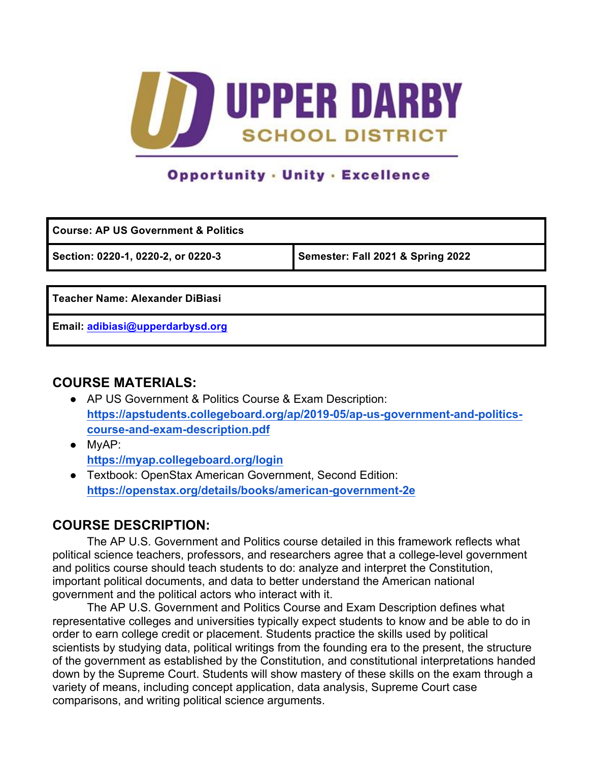# UPPER DARBY SCHOOL DISTRICT

**Opportunity · Unity · Excellence**

| **Course: AP US Government & Politics** | |
|---|---|
| **Section: 0220-1, 0220-2, or 0220-3** | **Semester: Fall 2021 & Spring 2022** |

| **Teacher Name: Alexander DiBiasi** |
|---|
| **Email: [adibiasi@upperdarbysd.org](mailto:adibiasi@upperdarbysd.org)** |

## COURSE MATERIALS:

- AP US Government & Politics Course & Exam Description: **https://apstudents.collegeboard.org/ap/2019-05/ap-us-government-and-politics-course-and-exam-description.pdf**
- MyAP: **https://myap.collegeboard.org/login**
- Textbook: OpenStax American Government, Second Edition: **https://openstax.org/details/books/american-government-2e**

## COURSE DESCRIPTION:

The AP U.S. Government and Politics course detailed in this framework reflects what political science teachers, professors, and researchers agree that a college-level government and politics course should teach students to do: analyze and interpret the Constitution, important political documents, and data to better understand the American national government and the political actors who interact with it.

The AP U.S. Government and Politics Course and Exam Description defines what representative colleges and universities typically expect students to know and be able to do in order to earn college credit or placement. Students practice the skills used by political scientists by studying data, political writings from the founding era to the present, the structure of the government as established by the Constitution, and constitutional interpretations handed down by the Supreme Court. Students will show mastery of these skills on the exam through a variety of means, including concept application, data analysis, Supreme Court case comparisons, and writing political science arguments.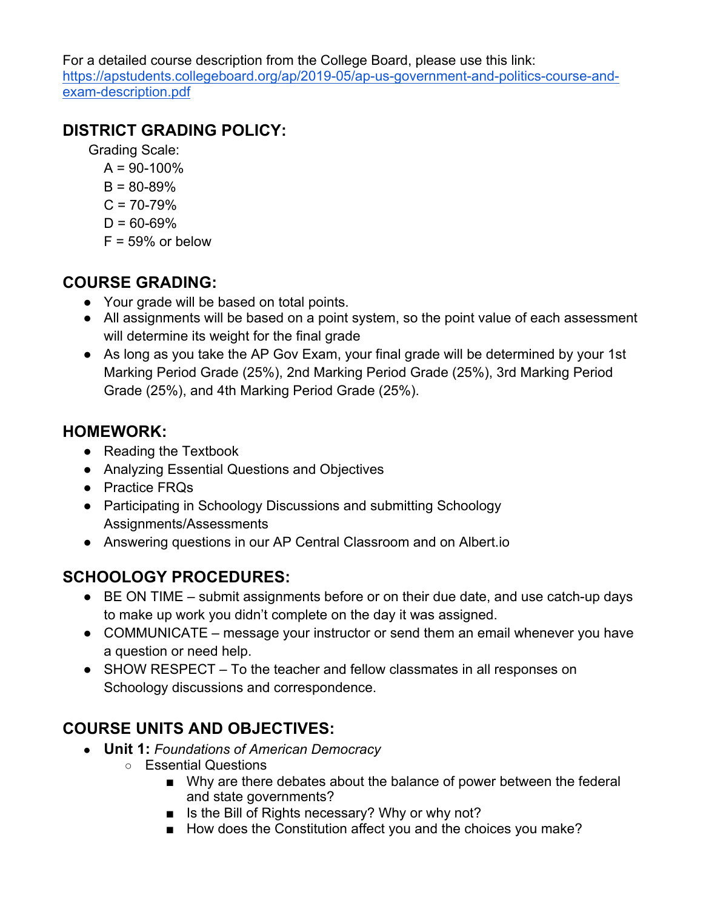For a detailed course description from the College Board, please use this link: https://apstudents.collegeboard.org/ap/2019-05/ap-us-government-and-politics-course-and-exam-description.pdf

## DISTRICT GRADING POLICY:

Grading Scale:

- A = 90-100%
- B = 80-89%
- C = 70-79%
- D = 60-69%
- F = 59% or below

## COURSE GRADING:

- Your grade will be based on total points.
- All assignments will be based on a point system, so the point value of each assessment will determine its weight for the final grade
- As long as you take the AP Gov Exam, your final grade will be determined by your 1st Marking Period Grade (25%), 2nd Marking Period Grade (25%), 3rd Marking Period Grade (25%), and 4th Marking Period Grade (25%).

## HOMEWORK:

- Reading the Textbook
- Analyzing Essential Questions and Objectives
- Practice FRQs
- Participating in Schoology Discussions and submitting Schoology Assignments/Assessments
- Answering questions in our AP Central Classroom and on Albert.io

## SCHOOLOGY PROCEDURES:

- BE ON TIME – submit assignments before or on their due date, and use catch-up days to make up work you didn't complete on the day it was assigned.
- COMMUNICATE – message your instructor or send them an email whenever you have a question or need help.
- SHOW RESPECT – To the teacher and fellow classmates in all responses on Schoology discussions and correspondence.

## COURSE UNITS AND OBJECTIVES:

- **Unit 1:** *Foundations of American Democracy*
  - Essential Questions
    - Why are there debates about the balance of power between the federal and state governments?
    - Is the Bill of Rights necessary? Why or why not?
    - How does the Constitution affect you and the choices you make?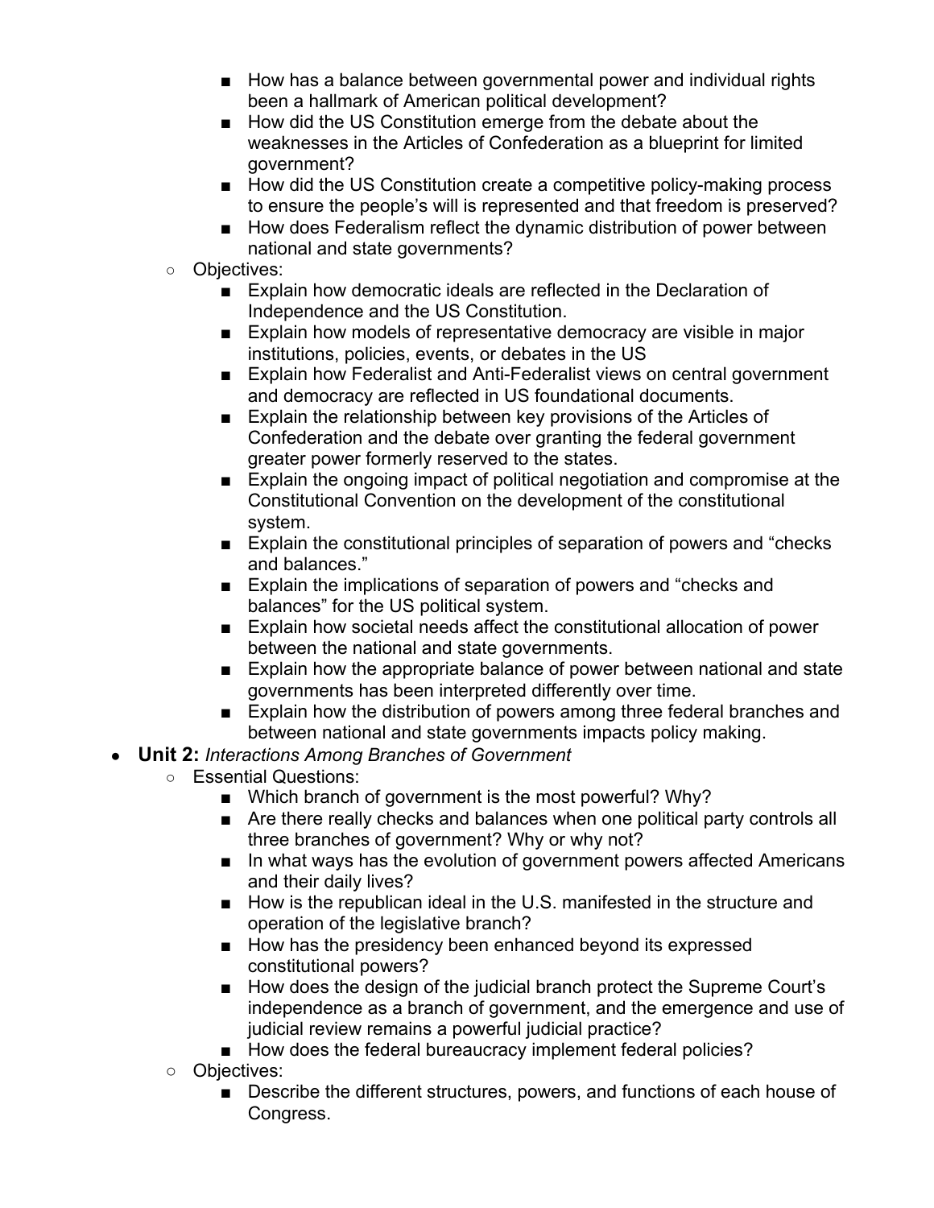- How has a balance between governmental power and individual rights been a hallmark of American political development?
        - How did the US Constitution emerge from the debate about the weaknesses in the Articles of Confederation as a blueprint for limited government?
        - How did the US Constitution create a competitive policy-making process to ensure the people's will is represented and that freedom is preserved?
        - How does Federalism reflect the dynamic distribution of power between national and state governments?
    - Objectives:
        - Explain how democratic ideals are reflected in the Declaration of Independence and the US Constitution.
        - Explain how models of representative democracy are visible in major institutions, policies, events, or debates in the US
        - Explain how Federalist and Anti-Federalist views on central government and democracy are reflected in US foundational documents.
        - Explain the relationship between key provisions of the Articles of Confederation and the debate over granting the federal government greater power formerly reserved to the states.
        - Explain the ongoing impact of political negotiation and compromise at the Constitutional Convention on the development of the constitutional system.
        - Explain the constitutional principles of separation of powers and "checks and balances."
        - Explain the implications of separation of powers and "checks and balances" for the US political system.
        - Explain how societal needs affect the constitutional allocation of power between the national and state governments.
        - Explain how the appropriate balance of power between national and state governments has been interpreted differently over time.
        - Explain how the distribution of powers among three federal branches and between national and state governments impacts policy making.
- **Unit 2:** *Interactions Among Branches of Government*
    - Essential Questions:
        - Which branch of government is the most powerful? Why?
        - Are there really checks and balances when one political party controls all three branches of government? Why or why not?
        - In what ways has the evolution of government powers affected Americans and their daily lives?
        - How is the republican ideal in the U.S. manifested in the structure and operation of the legislative branch?
        - How has the presidency been enhanced beyond its expressed constitutional powers?
        - How does the design of the judicial branch protect the Supreme Court's independence as a branch of government, and the emergence and use of judicial review remains a powerful judicial practice?
        - How does the federal bureaucracy implement federal policies?
    - Objectives:
        - Describe the different structures, powers, and functions of each house of Congress.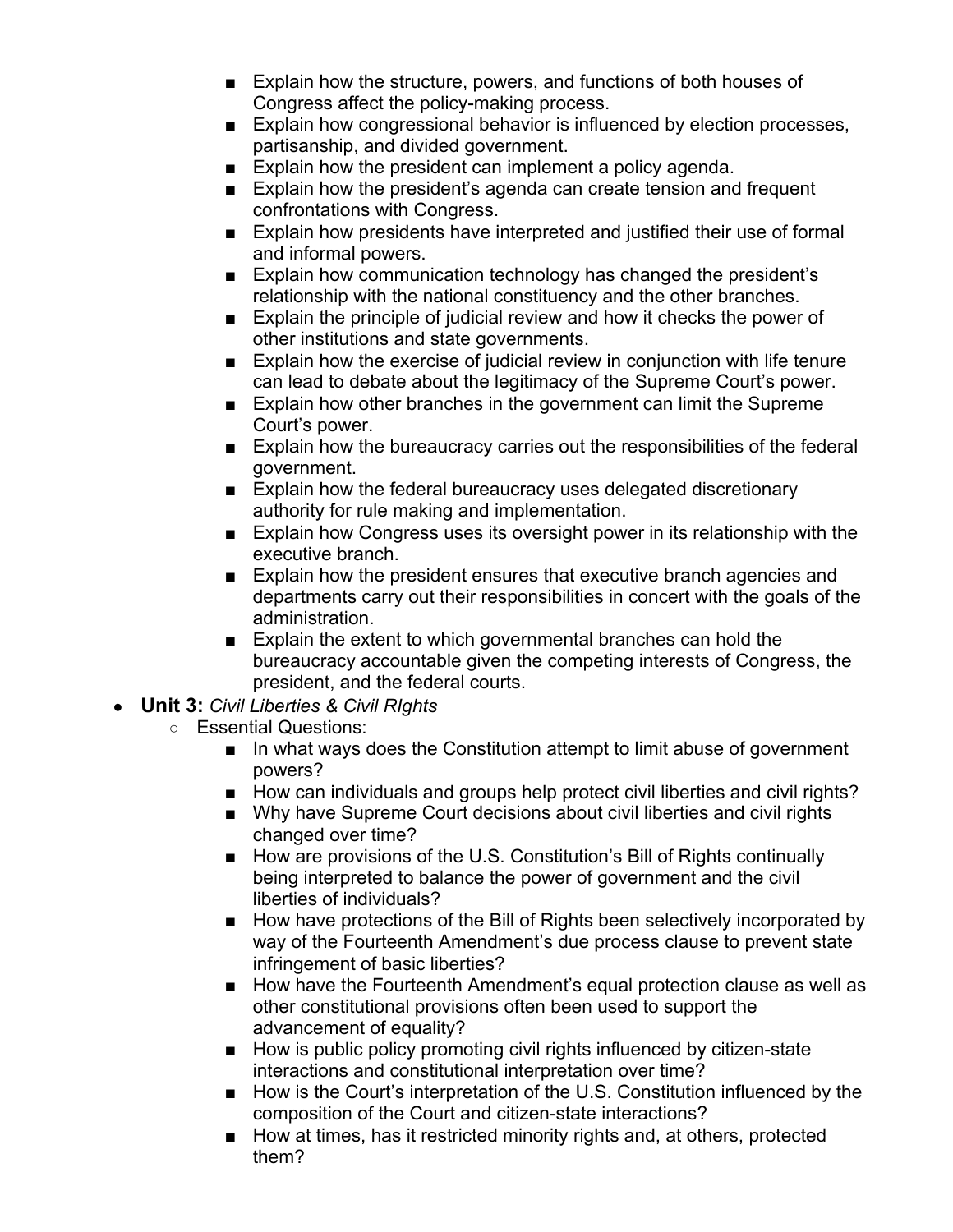- Explain how the structure, powers, and functions of both houses of Congress affect the policy-making process.
        - Explain how congressional behavior is influenced by election processes, partisanship, and divided government.
        - Explain how the president can implement a policy agenda.
        - Explain how the president's agenda can create tension and frequent confrontations with Congress.
        - Explain how presidents have interpreted and justified their use of formal and informal powers.
        - Explain how communication technology has changed the president's relationship with the national constituency and the other branches.
        - Explain the principle of judicial review and how it checks the power of other institutions and state governments.
        - Explain how the exercise of judicial review in conjunction with life tenure can lead to debate about the legitimacy of the Supreme Court's power.
        - Explain how other branches in the government can limit the Supreme Court's power.
        - Explain how the bureaucracy carries out the responsibilities of the federal government.
        - Explain how the federal bureaucracy uses delegated discretionary authority for rule making and implementation.
        - Explain how Congress uses its oversight power in its relationship with the executive branch.
        - Explain how the president ensures that executive branch agencies and departments carry out their responsibilities in concert with the goals of the administration.
        - Explain the extent to which governmental branches can hold the bureaucracy accountable given the competing interests of Congress, the president, and the federal courts.

- **Unit 3:** *Civil Liberties & Civil RIghts*
    - Essential Questions:
        - In what ways does the Constitution attempt to limit abuse of government powers?
        - How can individuals and groups help protect civil liberties and civil rights?
        - Why have Supreme Court decisions about civil liberties and civil rights changed over time?
        - How are provisions of the U.S. Constitution's Bill of Rights continually being interpreted to balance the power of government and the civil liberties of individuals?
        - How have protections of the Bill of Rights been selectively incorporated by way of the Fourteenth Amendment's due process clause to prevent state infringement of basic liberties?
        - How have the Fourteenth Amendment's equal protection clause as well as other constitutional provisions often been used to support the advancement of equality?
        - How is public policy promoting civil rights influenced by citizen-state interactions and constitutional interpretation over time?
        - How is the Court's interpretation of the U.S. Constitution influenced by the composition of the Court and citizen-state interactions?
        - How at times, has it restricted minority rights and, at others, protected them?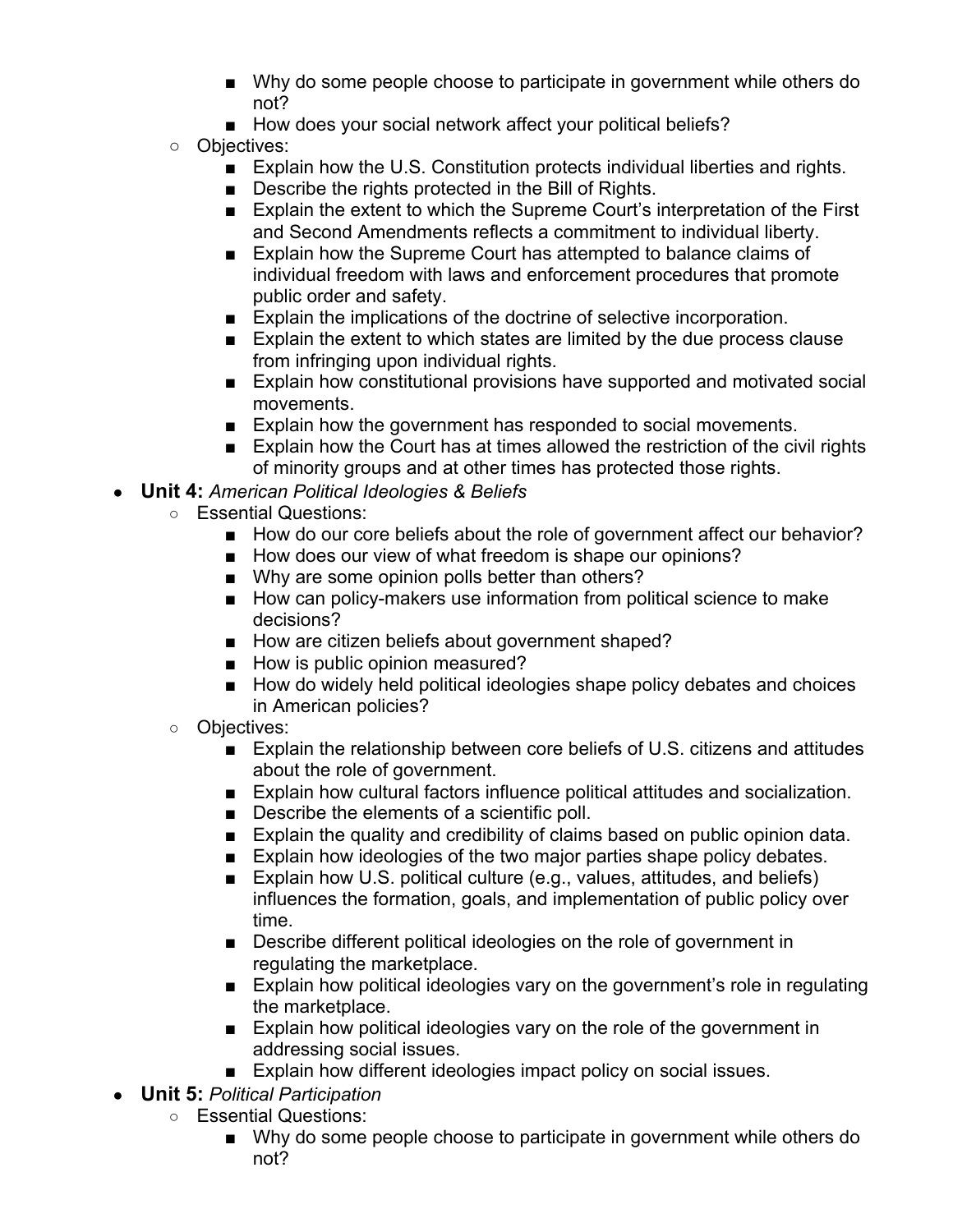- Why do some people choose to participate in government while others do not?
    - How does your social network affect your political beliefs?
  - Objectives:
    - Explain how the U.S. Constitution protects individual liberties and rights.
    - Describe the rights protected in the Bill of Rights.
    - Explain the extent to which the Supreme Court's interpretation of the First and Second Amendments reflects a commitment to individual liberty.
    - Explain how the Supreme Court has attempted to balance claims of individual freedom with laws and enforcement procedures that promote public order and safety.
    - Explain the implications of the doctrine of selective incorporation.
    - Explain the extent to which states are limited by the due process clause from infringing upon individual rights.
    - Explain how constitutional provisions have supported and motivated social movements.
    - Explain how the government has responded to social movements.
    - Explain how the Court has at times allowed the restriction of the civil rights of minority groups and at other times has protected those rights.
- **Unit 4:** *American Political Ideologies & Beliefs*
  - Essential Questions:
    - How do our core beliefs about the role of government affect our behavior?
    - How does our view of what freedom is shape our opinions?
    - Why are some opinion polls better than others?
    - How can policy-makers use information from political science to make decisions?
    - How are citizen beliefs about government shaped?
    - How is public opinion measured?
    - How do widely held political ideologies shape policy debates and choices in American policies?
  - Objectives:
    - Explain the relationship between core beliefs of U.S. citizens and attitudes about the role of government.
    - Explain how cultural factors influence political attitudes and socialization.
    - Describe the elements of a scientific poll.
    - Explain the quality and credibility of claims based on public opinion data.
    - Explain how ideologies of the two major parties shape policy debates.
    - Explain how U.S. political culture (e.g., values, attitudes, and beliefs) influences the formation, goals, and implementation of public policy over time.
    - Describe different political ideologies on the role of government in regulating the marketplace.
    - Explain how political ideologies vary on the government's role in regulating the marketplace.
    - Explain how political ideologies vary on the role of the government in addressing social issues.
    - Explain how different ideologies impact policy on social issues.
- **Unit 5:** *Political Participation*
  - Essential Questions:
    - Why do some people choose to participate in government while others do not?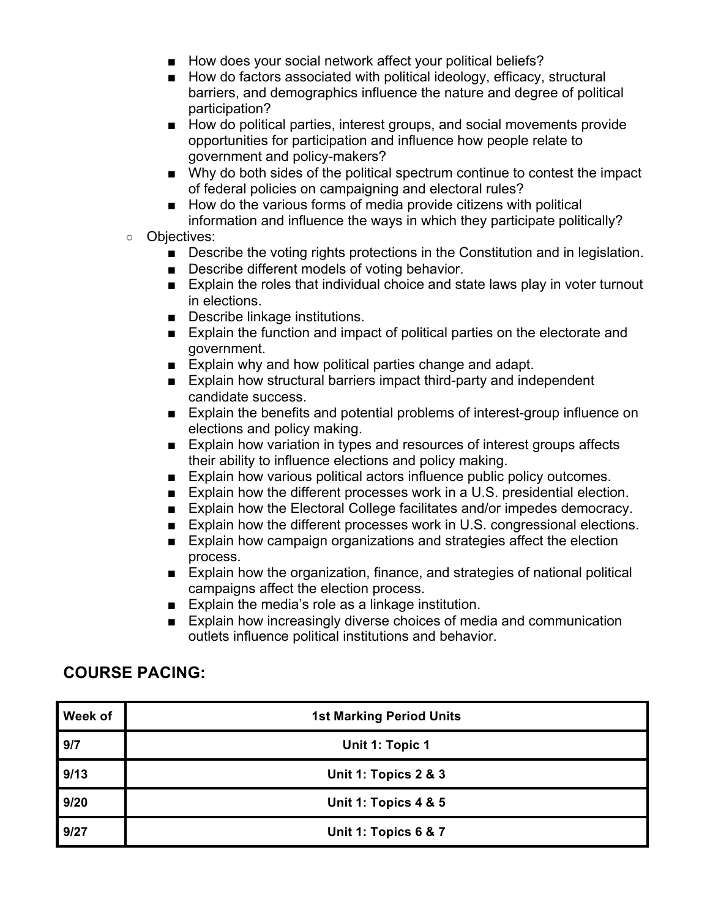- How does your social network affect your political beliefs?
    - How do factors associated with political ideology, efficacy, structural barriers, and demographics influence the nature and degree of political participation?
    - How do political parties, interest groups, and social movements provide opportunities for participation and influence how people relate to government and policy-makers?
    - Why do both sides of the political spectrum continue to contest the impact of federal policies on campaigning and electoral rules?
    - How do the various forms of media provide citizens with political information and influence the ways in which they participate politically?
  - Objectives:
    - Describe the voting rights protections in the Constitution and in legislation.
    - Describe different models of voting behavior.
    - Explain the roles that individual choice and state laws play in voter turnout in elections.
    - Describe linkage institutions.
    - Explain the function and impact of political parties on the electorate and government.
    - Explain why and how political parties change and adapt.
    - Explain how structural barriers impact third-party and independent candidate success.
    - Explain the benefits and potential problems of interest-group influence on elections and policy making.
    - Explain how variation in types and resources of interest groups affects their ability to influence elections and policy making.
    - Explain how various political actors influence public policy outcomes.
    - Explain how the different processes work in a U.S. presidential election.
    - Explain how the Electoral College facilitates and/or impedes democracy.
    - Explain how the different processes work in U.S. congressional elections.
    - Explain how campaign organizations and strategies affect the election process.
    - Explain how the organization, finance, and strategies of national political campaigns affect the election process.
    - Explain the media's role as a linkage institution.
    - Explain how increasingly diverse choices of media and communication outlets influence political institutions and behavior.

## COURSE PACING:

| Week of | 1st Marking Period Units |
|---|---|
| 9/7 | Unit 1: Topic 1 |
| 9/13 | Unit 1: Topics 2 & 3 |
| 9/20 | Unit 1: Topics 4 & 5 |
| 9/27 | Unit 1: Topics 6 & 7 |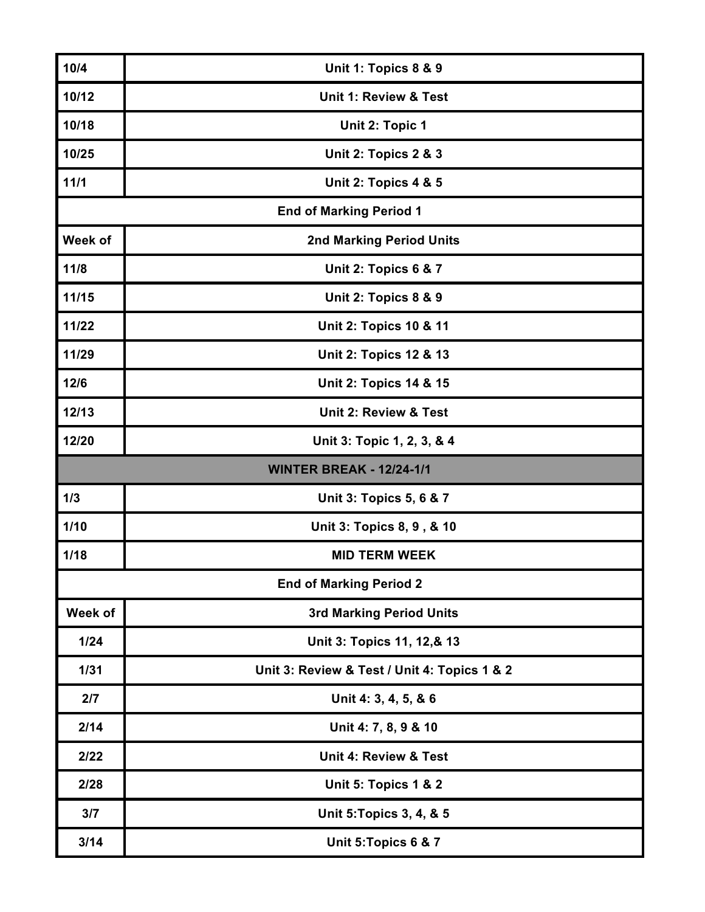| 10/4 | Unit 1: Topics 8 & 9 |
| --- | --- |
| 10/12 | Unit 1: Review & Test |
| 10/18 | Unit 2: Topic 1 |
| 10/25 | Unit 2: Topics 2 & 3 |
| 11/1 | Unit 2: Topics 4 & 5 |
| End of Marking Period 1 | |
| **Week of** | **2nd Marking Period Units** |
| 11/8 | Unit 2: Topics 6 & 7 |
| 11/15 | Unit 2: Topics 8 & 9 |
| 11/22 | Unit 2: Topics 10 & 11 |
| 11/29 | Unit 2: Topics 12 & 13 |
| 12/6 | Unit 2: Topics 14 & 15 |
| 12/13 | Unit 2: Review & Test |
| 12/20 | Unit 3: Topic 1, 2, 3, & 4 |
| WINTER BREAK - 12/24-1/1 | |
| 1/3 | Unit 3: Topics 5, 6 & 7 |
| 1/10 | Unit 3: Topics 8, 9 , & 10 |
| 1/18 | MID TERM WEEK |
| End of Marking Period 2 | |
| **Week of** | **3rd Marking Period Units** |
| 1/24 | Unit 3: Topics 11, 12,& 13 |
| 1/31 | Unit 3: Review & Test / Unit 4: Topics 1 & 2 |
| 2/7 | Unit 4: 3, 4, 5, & 6 |
| 2/14 | Unit 4: 7, 8, 9 & 10 |
| 2/22 | Unit 4: Review & Test |
| 2/28 | Unit 5: Topics 1 & 2 |
| 3/7 | Unit 5:Topics 3, 4, & 5 |
| 3/14 | Unit 5:Topics 6 & 7 |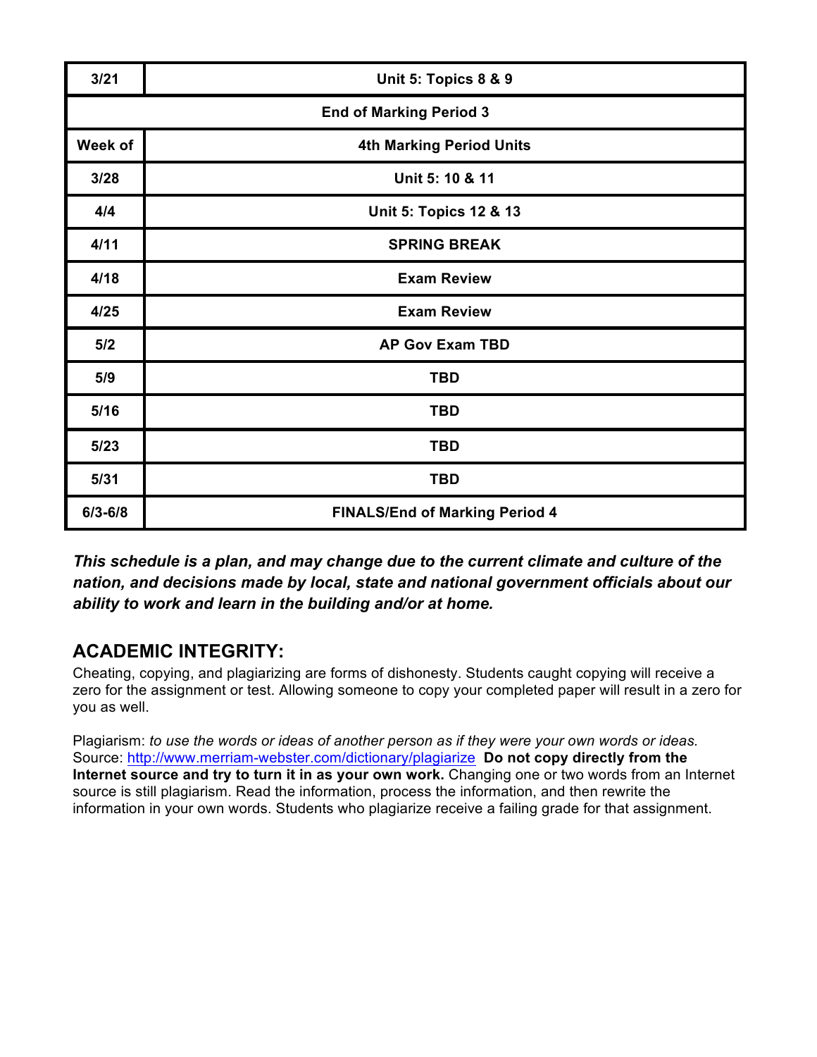| | |
|---|---|
| **3/21** | **Unit 5: Topics 8 & 9** |
| **End of Marking Period 3** | |
| **Week of** | **4th Marking Period Units** |
| **3/28** | **Unit 5: 10 & 11** |
| **4/4** | **Unit 5: Topics 12 & 13** |
| **4/11** | **SPRING BREAK** |
| **4/18** | **Exam Review** |
| **4/25** | **Exam Review** |
| **5/2** | **AP Gov Exam TBD** |
| **5/9** | **TBD** |
| **5/16** | **TBD** |
| **5/23** | **TBD** |
| **5/31** | **TBD** |
| **6/3-6/8** | **FINALS/End of Marking Period 4** |

***This schedule is a plan, and may change due to the current climate and culture of the nation, and decisions made by local, state and national government officials about our ability to work and learn in the building and/or at home.***

## ACADEMIC INTEGRITY:

Cheating, copying, and plagiarizing are forms of dishonesty. Students caught copying will receive a zero for the assignment or test. Allowing someone to copy your completed paper will result in a zero for you as well.

Plagiarism: *to use the words or ideas of another person as if they were your own words or ideas.* Source: http://www.merriam-webster.com/dictionary/plagiarize **Do not copy directly from the Internet source and try to turn it in as your own work.** Changing one or two words from an Internet source is still plagiarism. Read the information, process the information, and then rewrite the information in your own words. Students who plagiarize receive a failing grade for that assignment.